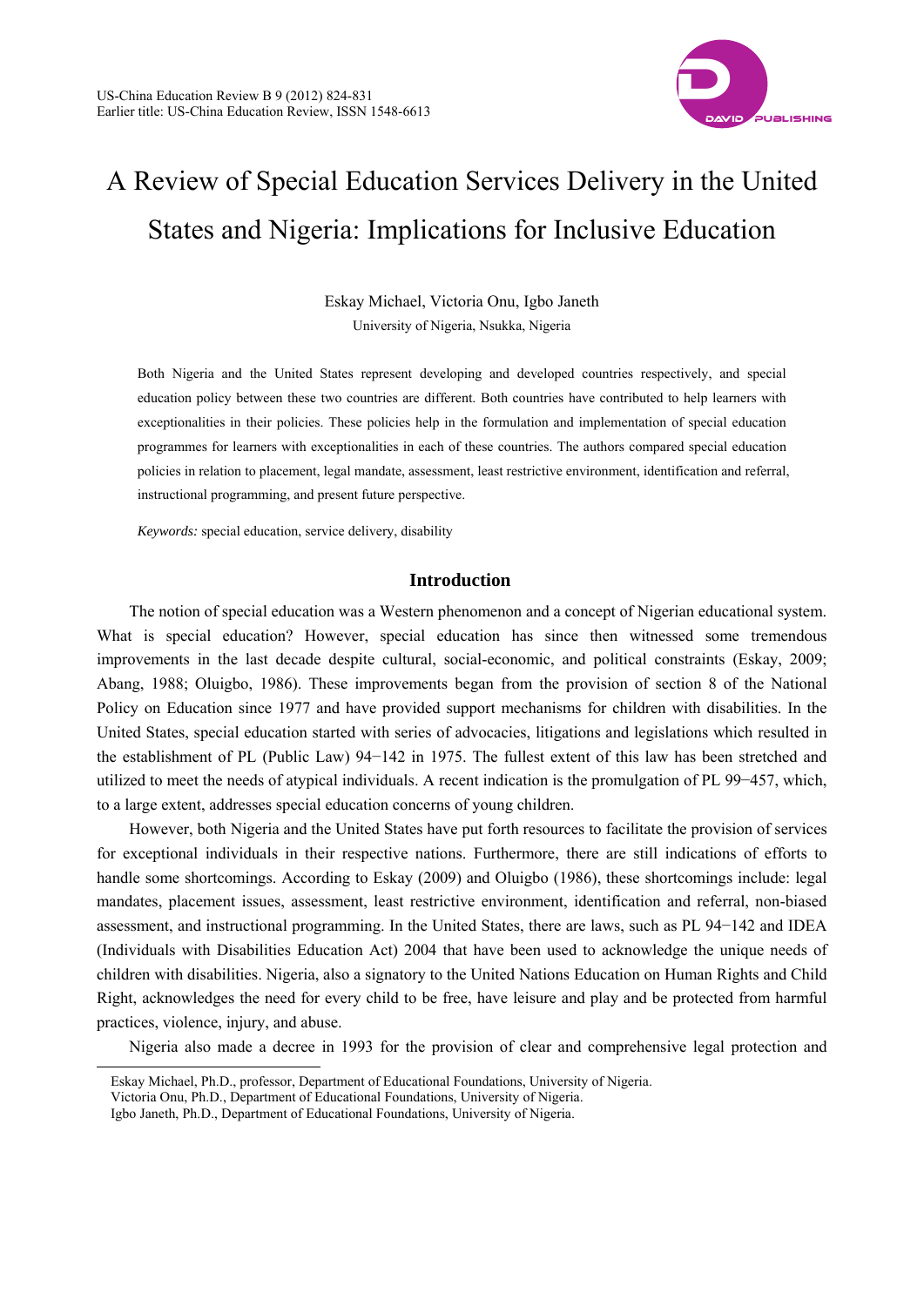# A Review of Special Education Services Delivery in the United States and Nigeria: Implications for Inclusive Education

Eskay Michael, Victoria Onu, Igbo Janeth

University of Nigeria, Nsukka, Nigeria

Both Nigeria and the United States represent developing and developed countries respectively, and special education policy between these two countries are different. Both countries have contributed to help learners with exceptionalities in their policies. These policies help in the formulation and implementation of special education programmes for learners with exceptionalities in each of these countries. The authors compared special education policies in relation to placement, legal mandate, assessment, least restrictive environment, identification and referral, instructional programming, and present future perspective.

*Keywords:* special education, service delivery, disability

## Introduction

The notion of special education was a Western phenomenon and a concept of Nigerian educational system. What is special education? However, special education has since then witnessed some tremendous improvements in the last decade despite cultural, social-economic, and political constraints (Eskay, 2009; Abang, 1988; Oluigbo, 1986). These improvements began from the provision of section 8 of the National Policy on Education since 1977 and have provided support mechanisms for children with disabilities. In the United States, special education started with series of advocacies, litigations and legislations which resulted in the establishment of PL (Public Law) 94−142 in 1975. The fullest extent of this law has been stretched and utilized to meet the needs of atypical individuals. A recent indication is the promulgation of PL 99−457, which, to a large extent, addresses special education concerns of young children.

However, both Nigeria and the United States have put forth resources to facilitate the provision of services for exceptional individuals in their respective nations. Furthermore, there are still indications of efforts to handle some shortcomings. According to Eskay (2009) and Oluigbo (1986), these shortcomings include: legal mandates, placement issues, assessment, least restrictive environment, identification and referral, non-biased assessment, and instructional programming. In the United States, there are laws, such as PL 94−142 and IDEA (Individuals with Disabilities Education Act) 2004 that have been used to acknowledge the unique needs of children with disabilities. Nigeria, also a signatory to the United Nations Education on Human Rights and Child Right, acknowledges the need for every child to be free, have leisure and play and be protected from harmful practices, violence, injury, and abuse.

Nigeria also made a decree in 1993 for the provision of clear and comprehensive legal protection and

---

Eskay Michael, Ph.D., professor, Department of Educational Foundations, University of Nigeria.

Victoria Onu, Ph.D., Department of Educational Foundations, University of Nigeria.

Igbo Janeth, Ph.D., Department of Educational Foundations, University of Nigeria.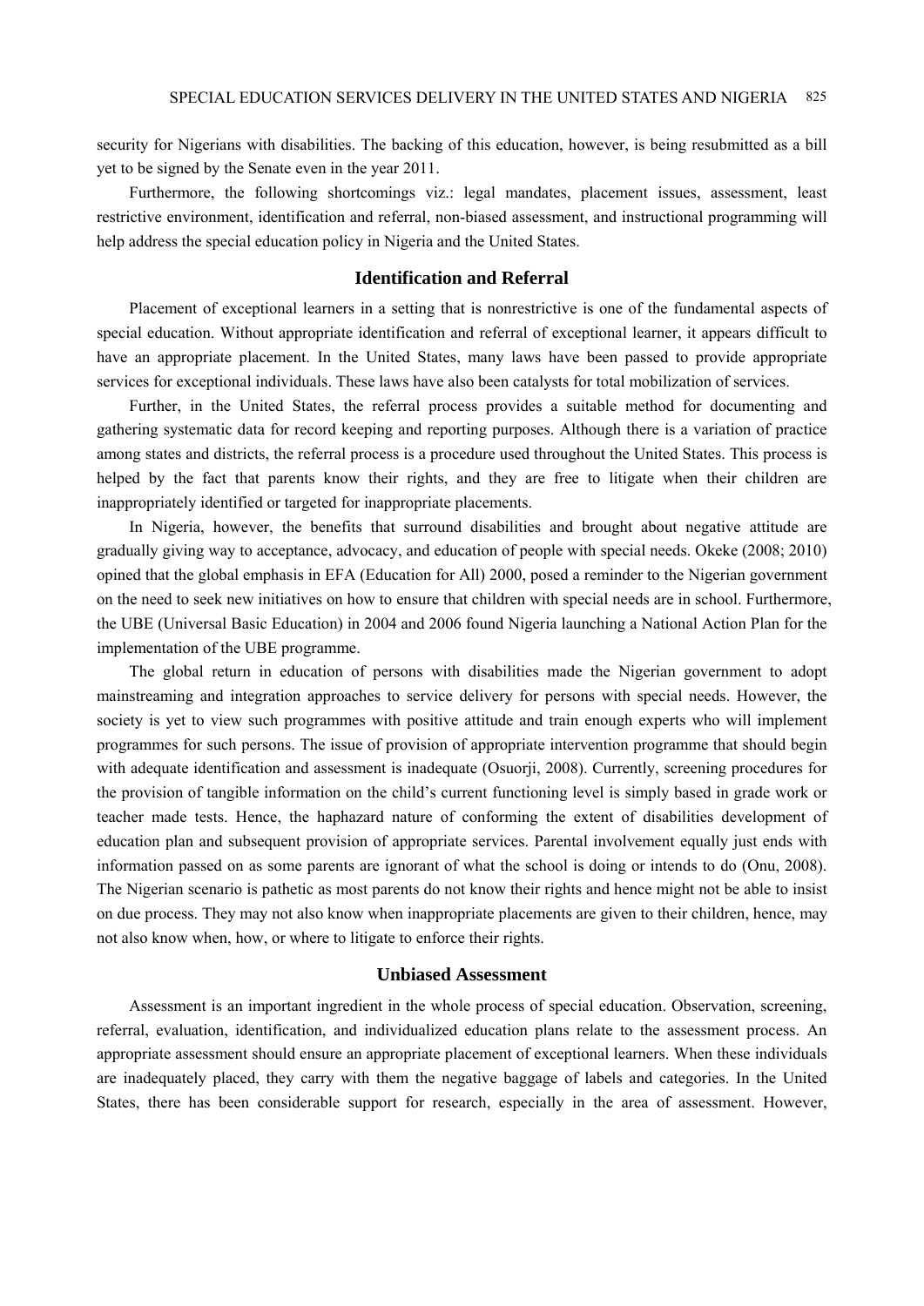security for Nigerians with disabilities. The backing of this education, however, is being resubmitted as a bill yet to be signed by the Senate even in the year 2011.

Furthermore, the following shortcomings viz.: legal mandates, placement issues, assessment, least restrictive environment, identification and referral, non-biased assessment, and instructional programming will help address the special education policy in Nigeria and the United States.

## Identification and Referral

Placement of exceptional learners in a setting that is nonrestrictive is one of the fundamental aspects of special education. Without appropriate identification and referral of exceptional learner, it appears difficult to have an appropriate placement. In the United States, many laws have been passed to provide appropriate services for exceptional individuals. These laws have also been catalysts for total mobilization of services.

Further, in the United States, the referral process provides a suitable method for documenting and gathering systematic data for record keeping and reporting purposes. Although there is a variation of practice among states and districts, the referral process is a procedure used throughout the United States. This process is helped by the fact that parents know their rights, and they are free to litigate when their children are inappropriately identified or targeted for inappropriate placements.

In Nigeria, however, the benefits that surround disabilities and brought about negative attitude are gradually giving way to acceptance, advocacy, and education of people with special needs. Okeke (2008; 2010) opined that the global emphasis in EFA (Education for All) 2000, posed a reminder to the Nigerian government on the need to seek new initiatives on how to ensure that children with special needs are in school. Furthermore, the UBE (Universal Basic Education) in 2004 and 2006 found Nigeria launching a National Action Plan for the implementation of the UBE programme.

The global return in education of persons with disabilities made the Nigerian government to adopt mainstreaming and integration approaches to service delivery for persons with special needs. However, the society is yet to view such programmes with positive attitude and train enough experts who will implement programmes for such persons. The issue of provision of appropriate intervention programme that should begin with adequate identification and assessment is inadequate (Osuorji, 2008). Currently, screening procedures for the provision of tangible information on the child's current functioning level is simply based in grade work or teacher made tests. Hence, the haphazard nature of conforming the extent of disabilities development of education plan and subsequent provision of appropriate services. Parental involvement equally just ends with information passed on as some parents are ignorant of what the school is doing or intends to do (Onu, 2008). The Nigerian scenario is pathetic as most parents do not know their rights and hence might not be able to insist on due process. They may not also know when inappropriate placements are given to their children, hence, may not also know when, how, or where to litigate to enforce their rights.

## Unbiased Assessment

Assessment is an important ingredient in the whole process of special education. Observation, screening, referral, evaluation, identification, and individualized education plans relate to the assessment process. An appropriate assessment should ensure an appropriate placement of exceptional learners. When these individuals are inadequately placed, they carry with them the negative baggage of labels and categories. In the United States, there has been considerable support for research, especially in the area of assessment. However,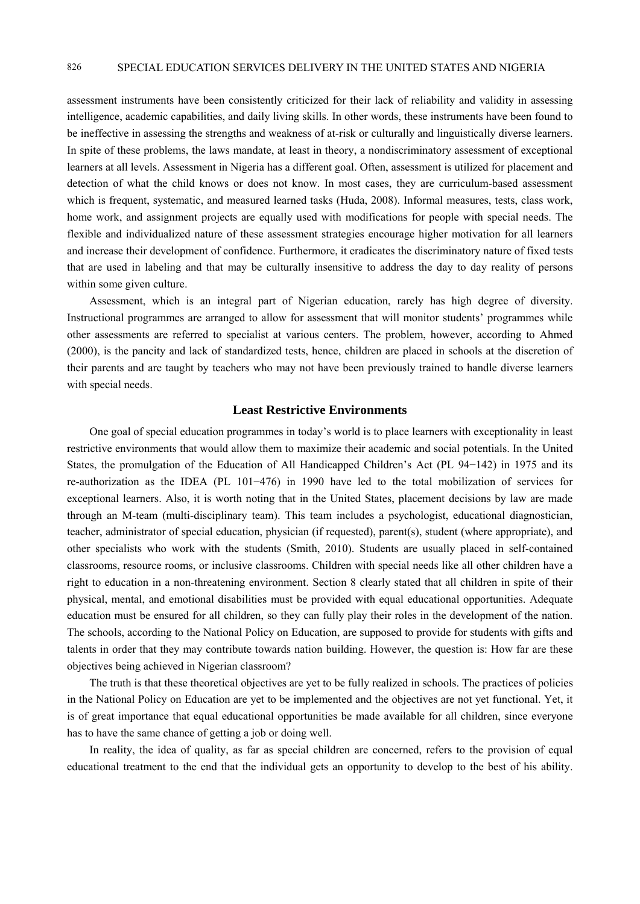assessment instruments have been consistently criticized for their lack of reliability and validity in assessing intelligence, academic capabilities, and daily living skills. In other words, these instruments have been found to be ineffective in assessing the strengths and weakness of at-risk or culturally and linguistically diverse learners. In spite of these problems, the laws mandate, at least in theory, a nondiscriminatory assessment of exceptional learners at all levels. Assessment in Nigeria has a different goal. Often, assessment is utilized for placement and detection of what the child knows or does not know. In most cases, they are curriculum-based assessment which is frequent, systematic, and measured learned tasks (Huda, 2008). Informal measures, tests, class work, home work, and assignment projects are equally used with modifications for people with special needs. The flexible and individualized nature of these assessment strategies encourage higher motivation for all learners and increase their development of confidence. Furthermore, it eradicates the discriminatory nature of fixed tests that are used in labeling and that may be culturally insensitive to address the day to day reality of persons within some given culture.

Assessment, which is an integral part of Nigerian education, rarely has high degree of diversity. Instructional programmes are arranged to allow for assessment that will monitor students' programmes while other assessments are referred to specialist at various centers. The problem, however, according to Ahmed (2000), is the pancity and lack of standardized tests, hence, children are placed in schools at the discretion of their parents and are taught by teachers who may not have been previously trained to handle diverse learners with special needs.

## Least Restrictive Environments

One goal of special education programmes in today's world is to place learners with exceptionality in least restrictive environments that would allow them to maximize their academic and social potentials. In the United States, the promulgation of the Education of All Handicapped Children's Act (PL 94−142) in 1975 and its re-authorization as the IDEA (PL 101−476) in 1990 have led to the total mobilization of services for exceptional learners. Also, it is worth noting that in the United States, placement decisions by law are made through an M-team (multi-disciplinary team). This team includes a psychologist, educational diagnostician, teacher, administrator of special education, physician (if requested), parent(s), student (where appropriate), and other specialists who work with the students (Smith, 2010). Students are usually placed in self-contained classrooms, resource rooms, or inclusive classrooms. Children with special needs like all other children have a right to education in a non-threatening environment. Section 8 clearly stated that all children in spite of their physical, mental, and emotional disabilities must be provided with equal educational opportunities. Adequate education must be ensured for all children, so they can fully play their roles in the development of the nation. The schools, according to the National Policy on Education, are supposed to provide for students with gifts and talents in order that they may contribute towards nation building. However, the question is: How far are these objectives being achieved in Nigerian classroom?

The truth is that these theoretical objectives are yet to be fully realized in schools. The practices of policies in the National Policy on Education are yet to be implemented and the objectives are not yet functional. Yet, it is of great importance that equal educational opportunities be made available for all children, since everyone has to have the same chance of getting a job or doing well.

In reality, the idea of quality, as far as special children are concerned, refers to the provision of equal educational treatment to the end that the individual gets an opportunity to develop to the best of his ability.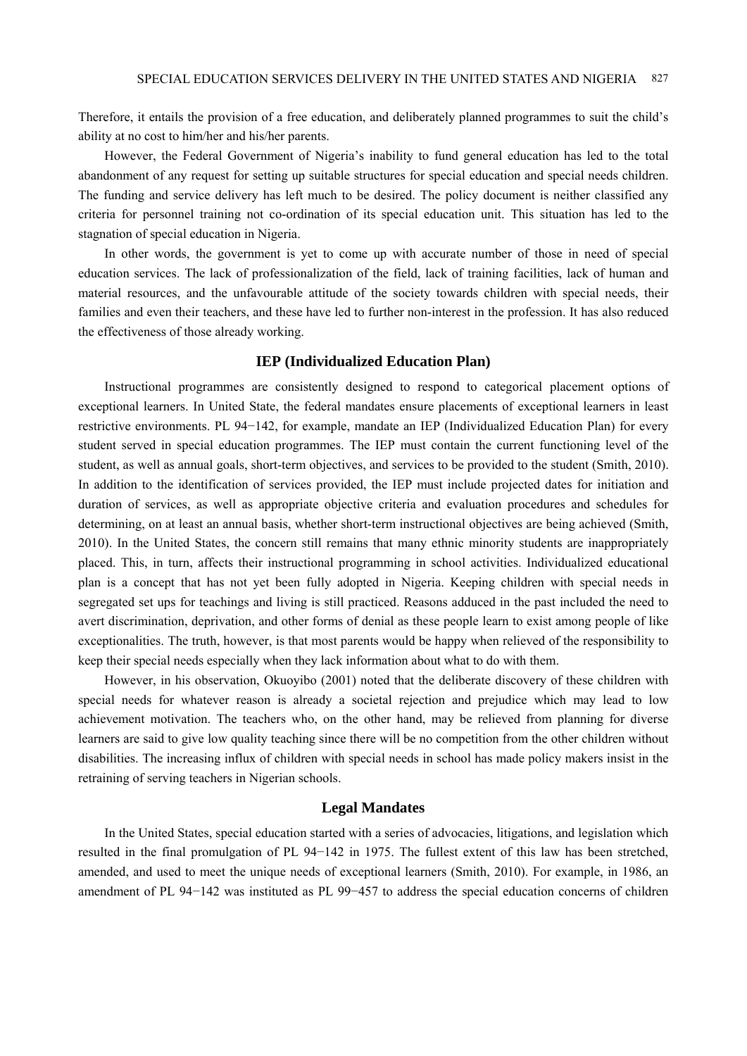Therefore, it entails the provision of a free education, and deliberately planned programmes to suit the child's ability at no cost to him/her and his/her parents.

However, the Federal Government of Nigeria's inability to fund general education has led to the total abandonment of any request for setting up suitable structures for special education and special needs children. The funding and service delivery has left much to be desired. The policy document is neither classified any criteria for personnel training not co-ordination of its special education unit. This situation has led to the stagnation of special education in Nigeria.

In other words, the government is yet to come up with accurate number of those in need of special education services. The lack of professionalization of the field, lack of training facilities, lack of human and material resources, and the unfavourable attitude of the society towards children with special needs, their families and even their teachers, and these have led to further non-interest in the profession. It has also reduced the effectiveness of those already working.

## IEP (Individualized Education Plan)

Instructional programmes are consistently designed to respond to categorical placement options of exceptional learners. In United State, the federal mandates ensure placements of exceptional learners in least restrictive environments. PL 94−142, for example, mandate an IEP (Individualized Education Plan) for every student served in special education programmes. The IEP must contain the current functioning level of the student, as well as annual goals, short-term objectives, and services to be provided to the student (Smith, 2010). In addition to the identification of services provided, the IEP must include projected dates for initiation and duration of services, as well as appropriate objective criteria and evaluation procedures and schedules for determining, on at least an annual basis, whether short-term instructional objectives are being achieved (Smith, 2010). In the United States, the concern still remains that many ethnic minority students are inappropriately placed. This, in turn, affects their instructional programming in school activities. Individualized educational plan is a concept that has not yet been fully adopted in Nigeria. Keeping children with special needs in segregated set ups for teachings and living is still practiced. Reasons adduced in the past included the need to avert discrimination, deprivation, and other forms of denial as these people learn to exist among people of like exceptionalities. The truth, however, is that most parents would be happy when relieved of the responsibility to keep their special needs especially when they lack information about what to do with them.

However, in his observation, Okuoyibo (2001) noted that the deliberate discovery of these children with special needs for whatever reason is already a societal rejection and prejudice which may lead to low achievement motivation. The teachers who, on the other hand, may be relieved from planning for diverse learners are said to give low quality teaching since there will be no competition from the other children without disabilities. The increasing influx of children with special needs in school has made policy makers insist in the retraining of serving teachers in Nigerian schools.

## Legal Mandates

In the United States, special education started with a series of advocacies, litigations, and legislation which resulted in the final promulgation of PL 94−142 in 1975. The fullest extent of this law has been stretched, amended, and used to meet the unique needs of exceptional learners (Smith, 2010). For example, in 1986, an amendment of PL 94−142 was instituted as PL 99−457 to address the special education concerns of children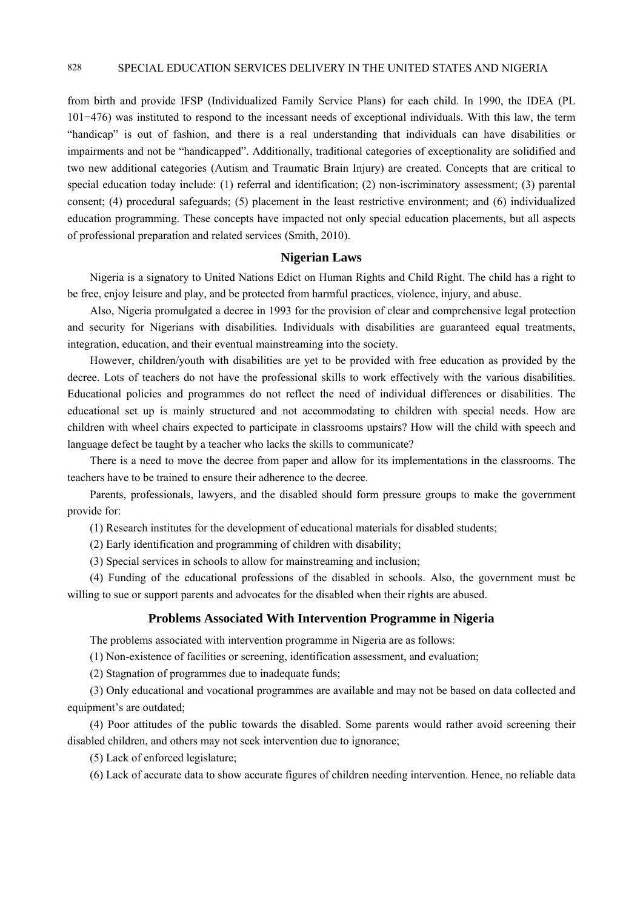from birth and provide IFSP (Individualized Family Service Plans) for each child. In 1990, the IDEA (PL 101−476) was instituted to respond to the incessant needs of exceptional individuals. With this law, the term "handicap" is out of fashion, and there is a real understanding that individuals can have disabilities or impairments and not be "handicapped". Additionally, traditional categories of exceptionality are solidified and two new additional categories (Autism and Traumatic Brain Injury) are created. Concepts that are critical to special education today include: (1) referral and identification; (2) non-iscriminatory assessment; (3) parental consent; (4) procedural safeguards; (5) placement in the least restrictive environment; and (6) individualized education programming. These concepts have impacted not only special education placements, but all aspects of professional preparation and related services (Smith, 2010).

## Nigerian Laws

Nigeria is a signatory to United Nations Edict on Human Rights and Child Right. The child has a right to be free, enjoy leisure and play, and be protected from harmful practices, violence, injury, and abuse.

Also, Nigeria promulgated a decree in 1993 for the provision of clear and comprehensive legal protection and security for Nigerians with disabilities. Individuals with disabilities are guaranteed equal treatments, integration, education, and their eventual mainstreaming into the society.

However, children/youth with disabilities are yet to be provided with free education as provided by the decree. Lots of teachers do not have the professional skills to work effectively with the various disabilities. Educational policies and programmes do not reflect the need of individual differences or disabilities. The educational set up is mainly structured and not accommodating to children with special needs. How are children with wheel chairs expected to participate in classrooms upstairs? How will the child with speech and language defect be taught by a teacher who lacks the skills to communicate?

There is a need to move the decree from paper and allow for its implementations in the classrooms. The teachers have to be trained to ensure their adherence to the decree.

Parents, professionals, lawyers, and the disabled should form pressure groups to make the government provide for:

(1) Research institutes for the development of educational materials for disabled students;

(2) Early identification and programming of children with disability;

(3) Special services in schools to allow for mainstreaming and inclusion;

(4) Funding of the educational professions of the disabled in schools. Also, the government must be willing to sue or support parents and advocates for the disabled when their rights are abused.

## Problems Associated With Intervention Programme in Nigeria

The problems associated with intervention programme in Nigeria are as follows:

(1) Non-existence of facilities or screening, identification assessment, and evaluation;

(2) Stagnation of programmes due to inadequate funds;

(3) Only educational and vocational programmes are available and may not be based on data collected and equipment's are outdated;

(4) Poor attitudes of the public towards the disabled. Some parents would rather avoid screening their disabled children, and others may not seek intervention due to ignorance;

(5) Lack of enforced legislature;

(6) Lack of accurate data to show accurate figures of children needing intervention. Hence, no reliable data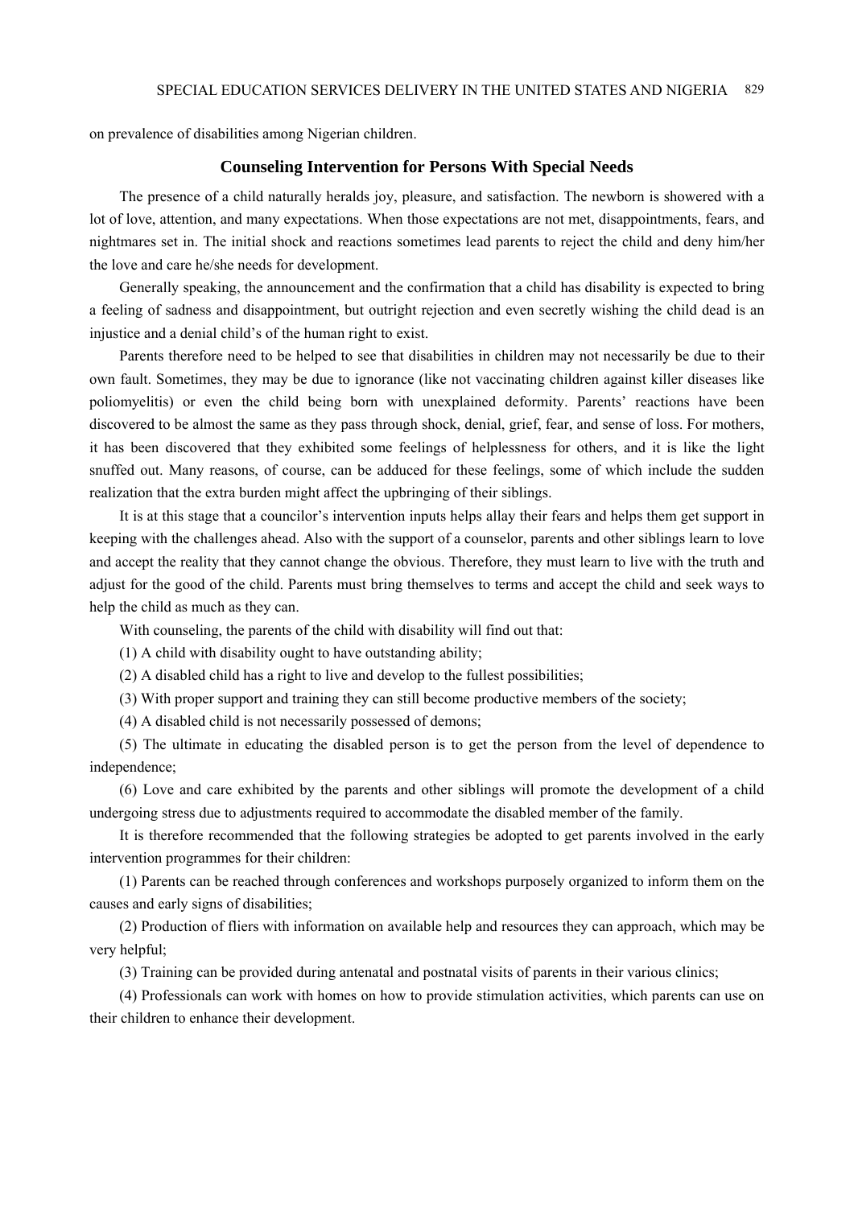on prevalence of disabilities among Nigerian children.

## Counseling Intervention for Persons With Special Needs

The presence of a child naturally heralds joy, pleasure, and satisfaction. The newborn is showered with a lot of love, attention, and many expectations. When those expectations are not met, disappointments, fears, and nightmares set in. The initial shock and reactions sometimes lead parents to reject the child and deny him/her the love and care he/she needs for development.

Generally speaking, the announcement and the confirmation that a child has disability is expected to bring a feeling of sadness and disappointment, but outright rejection and even secretly wishing the child dead is an injustice and a denial child's of the human right to exist.

Parents therefore need to be helped to see that disabilities in children may not necessarily be due to their own fault. Sometimes, they may be due to ignorance (like not vaccinating children against killer diseases like poliomyelitis) or even the child being born with unexplained deformity. Parents' reactions have been discovered to be almost the same as they pass through shock, denial, grief, fear, and sense of loss. For mothers, it has been discovered that they exhibited some feelings of helplessness for others, and it is like the light snuffed out. Many reasons, of course, can be adduced for these feelings, some of which include the sudden realization that the extra burden might affect the upbringing of their siblings.

It is at this stage that a councilor's intervention inputs helps allay their fears and helps them get support in keeping with the challenges ahead. Also with the support of a counselor, parents and other siblings learn to love and accept the reality that they cannot change the obvious. Therefore, they must learn to live with the truth and adjust for the good of the child. Parents must bring themselves to terms and accept the child and seek ways to help the child as much as they can.

With counseling, the parents of the child with disability will find out that:

(1) A child with disability ought to have outstanding ability;

(2) A disabled child has a right to live and develop to the fullest possibilities;

(3) With proper support and training they can still become productive members of the society;

(4) A disabled child is not necessarily possessed of demons;

(5) The ultimate in educating the disabled person is to get the person from the level of dependence to independence;

(6) Love and care exhibited by the parents and other siblings will promote the development of a child undergoing stress due to adjustments required to accommodate the disabled member of the family.

It is therefore recommended that the following strategies be adopted to get parents involved in the early intervention programmes for their children:

(1) Parents can be reached through conferences and workshops purposely organized to inform them on the causes and early signs of disabilities;

(2) Production of fliers with information on available help and resources they can approach, which may be very helpful;

(3) Training can be provided during antenatal and postnatal visits of parents in their various clinics;

(4) Professionals can work with homes on how to provide stimulation activities, which parents can use on their children to enhance their development.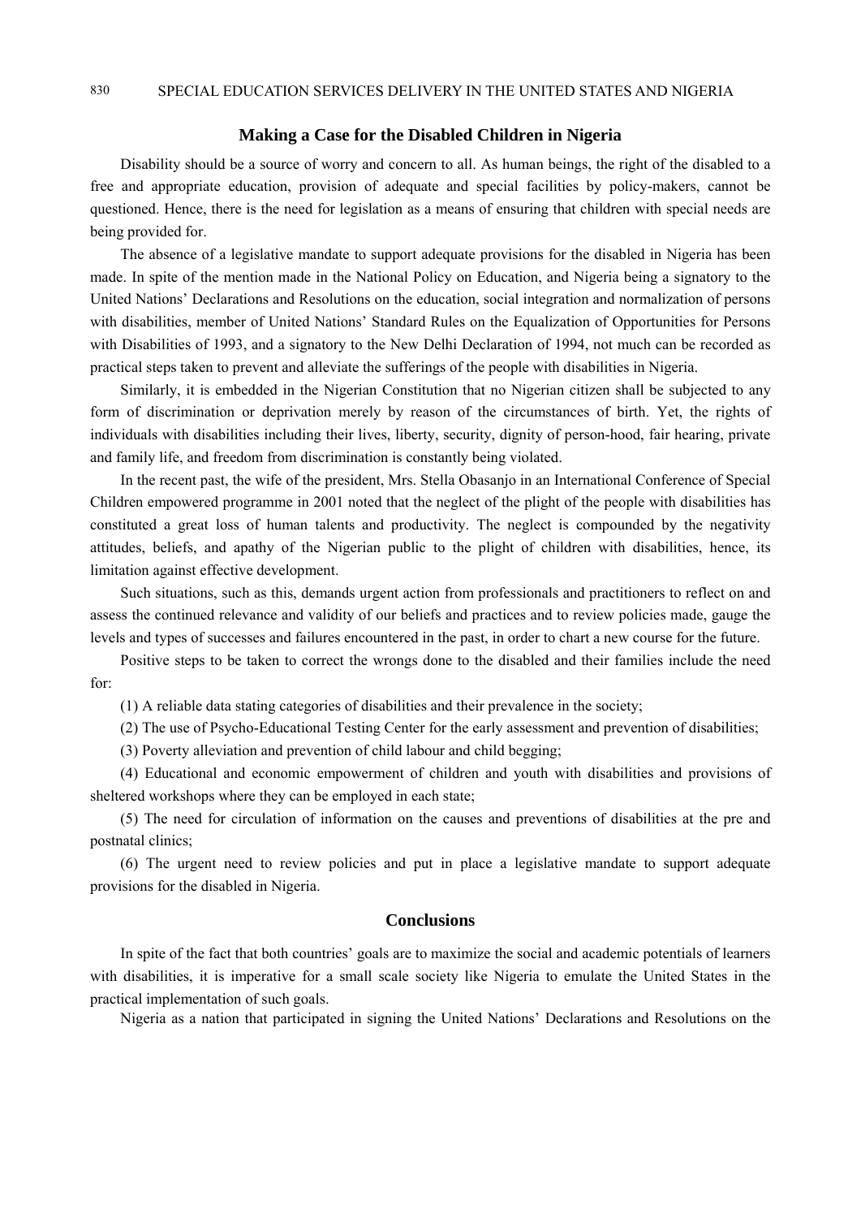## Making a Case for the Disabled Children in Nigeria

Disability should be a source of worry and concern to all. As human beings, the right of the disabled to a free and appropriate education, provision of adequate and special facilities by policy-makers, cannot be questioned. Hence, there is the need for legislation as a means of ensuring that children with special needs are being provided for.

The absence of a legislative mandate to support adequate provisions for the disabled in Nigeria has been made. In spite of the mention made in the National Policy on Education, and Nigeria being a signatory to the United Nations' Declarations and Resolutions on the education, social integration and normalization of persons with disabilities, member of United Nations' Standard Rules on the Equalization of Opportunities for Persons with Disabilities of 1993, and a signatory to the New Delhi Declaration of 1994, not much can be recorded as practical steps taken to prevent and alleviate the sufferings of the people with disabilities in Nigeria.

Similarly, it is embedded in the Nigerian Constitution that no Nigerian citizen shall be subjected to any form of discrimination or deprivation merely by reason of the circumstances of birth. Yet, the rights of individuals with disabilities including their lives, liberty, security, dignity of person-hood, fair hearing, private and family life, and freedom from discrimination is constantly being violated.

In the recent past, the wife of the president, Mrs. Stella Obasanjo in an International Conference of Special Children empowered programme in 2001 noted that the neglect of the plight of the people with disabilities has constituted a great loss of human talents and productivity. The neglect is compounded by the negativity attitudes, beliefs, and apathy of the Nigerian public to the plight of children with disabilities, hence, its limitation against effective development.

Such situations, such as this, demands urgent action from professionals and practitioners to reflect on and assess the continued relevance and validity of our beliefs and practices and to review policies made, gauge the levels and types of successes and failures encountered in the past, in order to chart a new course for the future.

Positive steps to be taken to correct the wrongs done to the disabled and their families include the need for:

(1) A reliable data stating categories of disabilities and their prevalence in the society;

(2) The use of Psycho-Educational Testing Center for the early assessment and prevention of disabilities;

(3) Poverty alleviation and prevention of child labour and child begging;

(4) Educational and economic empowerment of children and youth with disabilities and provisions of sheltered workshops where they can be employed in each state;

(5) The need for circulation of information on the causes and preventions of disabilities at the pre and postnatal clinics;

(6) The urgent need to review policies and put in place a legislative mandate to support adequate provisions for the disabled in Nigeria.

## Conclusions

In spite of the fact that both countries' goals are to maximize the social and academic potentials of learners with disabilities, it is imperative for a small scale society like Nigeria to emulate the United States in the practical implementation of such goals.

Nigeria as a nation that participated in signing the United Nations' Declarations and Resolutions on the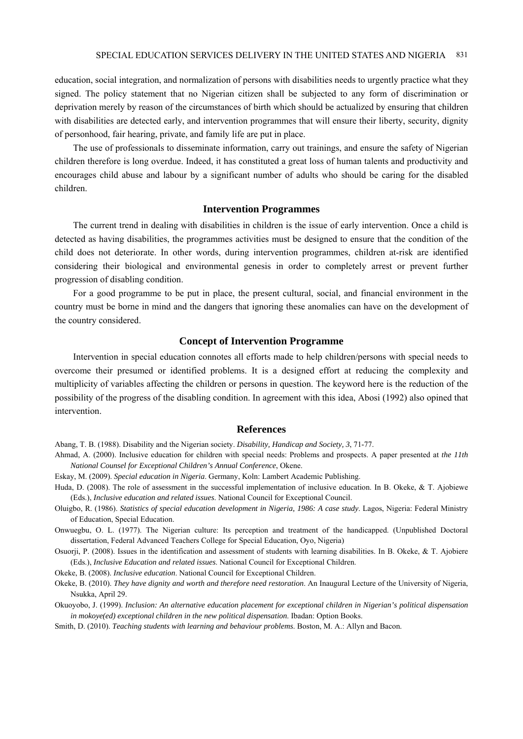education, social integration, and normalization of persons with disabilities needs to urgently practice what they signed. The policy statement that no Nigerian citizen shall be subjected to any form of discrimination or deprivation merely by reason of the circumstances of birth which should be actualized by ensuring that children with disabilities are detected early, and intervention programmes that will ensure their liberty, security, dignity of personhood, fair hearing, private, and family life are put in place.

The use of professionals to disseminate information, carry out trainings, and ensure the safety of Nigerian children therefore is long overdue. Indeed, it has constituted a great loss of human talents and productivity and encourages child abuse and labour by a significant number of adults who should be caring for the disabled children.

## Intervention Programmes

The current trend in dealing with disabilities in children is the issue of early intervention. Once a child is detected as having disabilities, the programmes activities must be designed to ensure that the condition of the child does not deteriorate. In other words, during intervention programmes, children at-risk are identified considering their biological and environmental genesis in order to completely arrest or prevent further progression of disabling condition.

For a good programme to be put in place, the present cultural, social, and financial environment in the country must be borne in mind and the dangers that ignoring these anomalies can have on the development of the country considered.

## Concept of Intervention Programme

Intervention in special education connotes all efforts made to help children/persons with special needs to overcome their presumed or identified problems. It is a designed effort at reducing the complexity and multiplicity of variables affecting the children or persons in question. The keyword here is the reduction of the possibility of the progress of the disabling condition. In agreement with this idea, Abosi (1992) also opined that intervention.

## References

Abang, T. B. (1988). Disability and the Nigerian society. *Disability, Handicap and Society, 3*, 71-77.

Ahmad, A. (2000). Inclusive education for children with special needs: Problems and prospects. A paper presented at *the 11th National Counsel for Exceptional Children's Annual Conference*, Okene.

Eskay, M. (2009). *Special education in Nigeria*. Germany, Koln: Lambert Academic Publishing.

Huda, D. (2008). The role of assessment in the successful implementation of inclusive education. In B. Okeke, & T. Ajobiewe (Eds.), *Inclusive education and related issues*. National Council for Exceptional Council.

Oluigbo, R. (1986). *Statistics of special education development in Nigeria, 1986: A case study*. Lagos, Nigeria: Federal Ministry of Education, Special Education.

Onwuegbu, O. L. (1977). The Nigerian culture: Its perception and treatment of the handicapped. (Unpublished Doctoral dissertation, Federal Advanced Teachers College for Special Education, Oyo, Nigeria)

Osuorji, P. (2008). Issues in the identification and assessment of students with learning disabilities. In B. Okeke, & T. Ajobiere (Eds.), *Inclusive Education and related issues*. National Council for Exceptional Children.

Okeke, B. (2008). *Inclusive education*. National Council for Exceptional Children.

Okeke, B. (2010). *They have dignity and worth and therefore need restoration*. An Inaugural Lecture of the University of Nigeria, Nsukka, April 29.

Okuoyobo, J. (1999). *Inclusion: An alternative education placement for exceptional children in Nigerian's political dispensation in mokoye(ed) exceptional children in the new political dispensation*. Ibadan: Option Books.

Smith, D. (2010). *Teaching students with learning and behaviour problems*. Boston, M. A.: Allyn and Bacon.